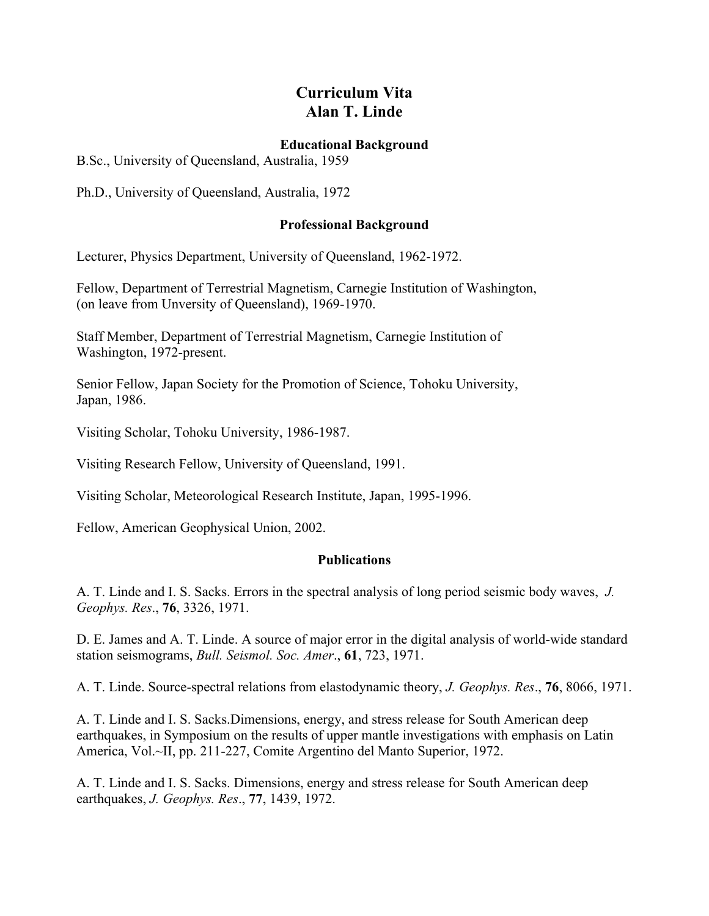# Curriculum Vita
# Alan T. Linde

## Educational Background

B.Sc., University of Queensland, Australia, 1959

Ph.D., University of Queensland, Australia, 1972

## Professional Background

Lecturer, Physics Department, University of Queensland, 1962-1972.

Fellow, Department of Terrestrial Magnetism, Carnegie Institution of Washington, (on leave from Unversity of Queensland), 1969-1970.

Staff Member, Department of Terrestrial Magnetism, Carnegie Institution of Washington, 1972-present.

Senior Fellow, Japan Society for the Promotion of Science, Tohoku University, Japan, 1986.

Visiting Scholar, Tohoku University, 1986-1987.

Visiting Research Fellow, University of Queensland, 1991.

Visiting Scholar, Meteorological Research Institute, Japan, 1995-1996.

Fellow, American Geophysical Union, 2002.

## Publications

A. T. Linde and I. S. Sacks. Errors in the spectral analysis of long period seismic body waves, *J. Geophys. Res*., **76**, 3326, 1971.

D. E. James and A. T. Linde. A source of major error in the digital analysis of world-wide standard station seismograms, *Bull. Seismol. Soc. Amer*., **61**, 723, 1971.

A. T. Linde. Source-spectral relations from elastodynamic theory, *J. Geophys. Res*., **76**, 8066, 1971.

A. T. Linde and I. S. Sacks.Dimensions, energy, and stress release for South American deep earthquakes, in Symposium on the results of upper mantle investigations with emphasis on Latin America, Vol.~II, pp. 211-227, Comite Argentino del Manto Superior, 1972.

A. T. Linde and I. S. Sacks. Dimensions, energy and stress release for South American deep earthquakes, *J. Geophys. Res*., **77**, 1439, 1972.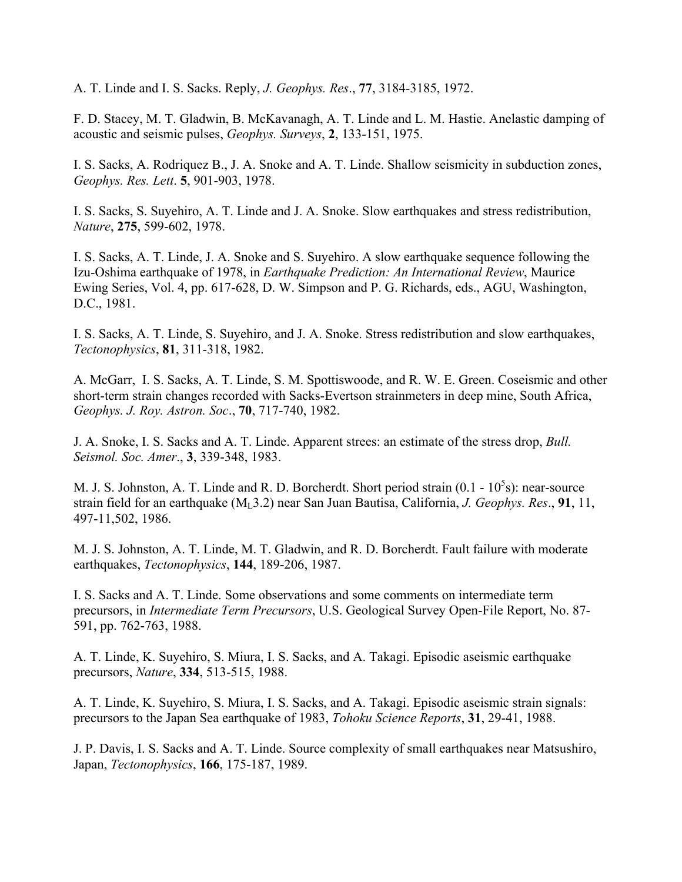A. T. Linde and I. S. Sacks. Reply, *J. Geophys. Res*., **77**, 3184-3185, 1972.

F. D. Stacey, M. T. Gladwin, B. McKavanagh, A. T. Linde and L. M. Hastie. Anelastic damping of acoustic and seismic pulses, *Geophys. Surveys*, **2**, 133-151, 1975.

I. S. Sacks, A. Rodriquez B., J. A. Snoke and A. T. Linde. Shallow seismicity in subduction zones, *Geophys. Res. Lett*. **5**, 901-903, 1978.

I. S. Sacks, S. Suyehiro, A. T. Linde and J. A. Snoke. Slow earthquakes and stress redistribution, *Nature*, **275**, 599-602, 1978.

I. S. Sacks, A. T. Linde, J. A. Snoke and S. Suyehiro. A slow earthquake sequence following the Izu-Oshima earthquake of 1978, in *Earthquake Prediction: An International Review*, Maurice Ewing Series, Vol. 4, pp. 617-628, D. W. Simpson and P. G. Richards, eds., AGU, Washington, D.C., 1981.

I. S. Sacks, A. T. Linde, S. Suyehiro, and J. A. Snoke. Stress redistribution and slow earthquakes, *Tectonophysics*, **81**, 311-318, 1982.

A. McGarr, I. S. Sacks, A. T. Linde, S. M. Spottiswoode, and R. W. E. Green. Coseismic and other short-term strain changes recorded with Sacks-Evertson strainmeters in deep mine, South Africa, *Geophys. J. Roy. Astron. Soc*., **70**, 717-740, 1982.

J. A. Snoke, I. S. Sacks and A. T. Linde. Apparent strees: an estimate of the stress drop, *Bull. Seismol. Soc. Amer*., **3**, 339-348, 1983.

M. J. S. Johnston, A. T. Linde and R. D. Borcherdt. Short period strain (0.1 - $10^5$s): near-source strain field for an earthquake ($M_L$3.2) near San Juan Bautisa, California, *J. Geophys. Res*., **91**, 11, 497-11,502, 1986.

M. J. S. Johnston, A. T. Linde, M. T. Gladwin, and R. D. Borcherdt. Fault failure with moderate earthquakes, *Tectonophysics*, **144**, 189-206, 1987.

I. S. Sacks and A. T. Linde. Some observations and some comments on intermediate term precursors, in *Intermediate Term Precursors*, U.S. Geological Survey Open-File Report, No. 87-591, pp. 762-763, 1988.

A. T. Linde, K. Suyehiro, S. Miura, I. S. Sacks, and A. Takagi. Episodic aseismic earthquake precursors, *Nature*, **334**, 513-515, 1988.

A. T. Linde, K. Suyehiro, S. Miura, I. S. Sacks, and A. Takagi. Episodic aseismic strain signals: precursors to the Japan Sea earthquake of 1983, *Tohoku Science Reports*, **31**, 29-41, 1988.

J. P. Davis, I. S. Sacks and A. T. Linde. Source complexity of small earthquakes near Matsushiro, Japan, *Tectonophysics*, **166**, 175-187, 1989.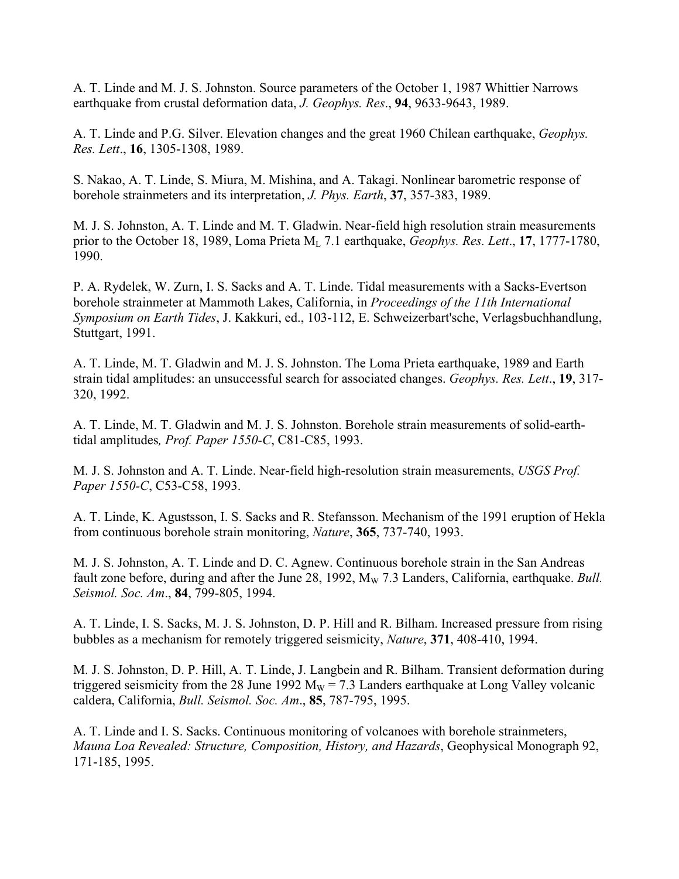A. T. Linde and M. J. S. Johnston. Source parameters of the October 1, 1987 Whittier Narrows earthquake from crustal deformation data, *J. Geophys. Res*., **94**, 9633-9643, 1989.

A. T. Linde and P.G. Silver. Elevation changes and the great 1960 Chilean earthquake, *Geophys. Res. Lett*., **16**, 1305-1308, 1989.

S. Nakao, A. T. Linde, S. Miura, M. Mishina, and A. Takagi. Nonlinear barometric response of borehole strainmeters and its interpretation, *J. Phys. Earth*, **37**, 357-383, 1989.

M. J. S. Johnston, A. T. Linde and M. T. Gladwin. Near-field high resolution strain measurements prior to the October 18, 1989, Loma Prieta $M_L$ 7.1 earthquake, *Geophys. Res. Lett*., **17**, 1777-1780, 1990.

P. A. Rydelek, W. Zurn, I. S. Sacks and A. T. Linde. Tidal measurements with a Sacks-Evertson borehole strainmeter at Mammoth Lakes, California, in *Proceedings of the 11th International Symposium on Earth Tides*, J. Kakkuri, ed., 103-112, E. Schweizerbart'sche, Verlagsbuchhandlung, Stuttgart, 1991.

A. T. Linde, M. T. Gladwin and M. J. S. Johnston. The Loma Prieta earthquake, 1989 and Earth strain tidal amplitudes: an unsuccessful search for associated changes. *Geophys. Res. Lett*., **19**, 317-320, 1992.

A. T. Linde, M. T. Gladwin and M. J. S. Johnston. Borehole strain measurements of solid-earth-tidal amplitudes*, Prof. Paper 1550-C*, C81-C85, 1993.

M. J. S. Johnston and A. T. Linde. Near-field high-resolution strain measurements, *USGS Prof. Paper 1550-C*, C53-C58, 1993.

A. T. Linde, K. Agustsson, I. S. Sacks and R. Stefansson. Mechanism of the 1991 eruption of Hekla from continuous borehole strain monitoring, *Nature*, **365**, 737-740, 1993.

M. J. S. Johnston, A. T. Linde and D. C. Agnew. Continuous borehole strain in the San Andreas fault zone before, during and after the June 28, 1992, $M_W$ 7.3 Landers, California, earthquake. *Bull. Seismol. Soc. Am*., **84**, 799-805, 1994.

A. T. Linde, I. S. Sacks, M. J. S. Johnston, D. P. Hill and R. Bilham. Increased pressure from rising bubbles as a mechanism for remotely triggered seismicity, *Nature*, **371**, 408-410, 1994.

M. J. S. Johnston, D. P. Hill, A. T. Linde, J. Langbein and R. Bilham. Transient deformation during triggered seismicity from the 28 June 1992 $M_W = 7.3$ Landers earthquake at Long Valley volcanic caldera, California, *Bull. Seismol. Soc. Am*., **85**, 787-795, 1995.

A. T. Linde and I. S. Sacks. Continuous monitoring of volcanoes with borehole strainmeters, *Mauna Loa Revealed: Structure, Composition, History, and Hazards*, Geophysical Monograph 92, 171-185, 1995.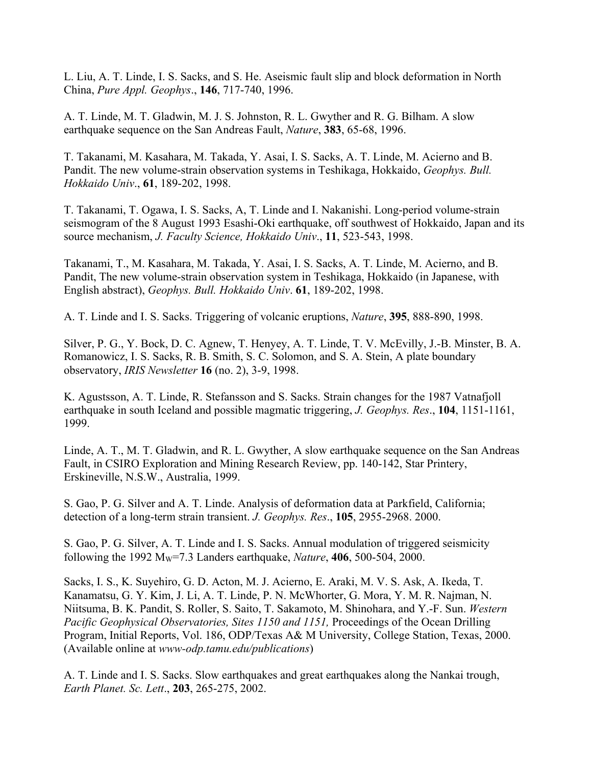L. Liu, A. T. Linde, I. S. Sacks, and S. He. Aseismic fault slip and block deformation in North China, *Pure Appl. Geophys*., **146**, 717-740, 1996.

A. T. Linde, M. T. Gladwin, M. J. S. Johnston, R. L. Gwyther and R. G. Bilham. A slow earthquake sequence on the San Andreas Fault, *Nature*, **383**, 65-68, 1996.

T. Takanami, M. Kasahara, M. Takada, Y. Asai, I. S. Sacks, A. T. Linde, M. Acierno and B. Pandit. The new volume-strain observation systems in Teshikaga, Hokkaido, *Geophys. Bull. Hokkaido Univ*., **61**, 189-202, 1998.

T. Takanami, T. Ogawa, I. S. Sacks, A, T. Linde and I. Nakanishi. Long-period volume-strain seismogram of the 8 August 1993 Esashi-Oki earthquake, off southwest of Hokkaido, Japan and its source mechanism, *J. Faculty Science, Hokkaido Univ*., **11**, 523-543, 1998.

Takanami, T., M. Kasahara, M. Takada, Y. Asai, I. S. Sacks, A. T. Linde, M. Acierno, and B. Pandit, The new volume-strain observation system in Teshikaga, Hokkaido (in Japanese, with English abstract), *Geophys. Bull. Hokkaido Univ*. **61**, 189-202, 1998.

A. T. Linde and I. S. Sacks. Triggering of volcanic eruptions, *Nature*, **395**, 888-890, 1998.

Silver, P. G., Y. Bock, D. C. Agnew, T. Henyey, A. T. Linde, T. V. McEvilly, J.-B. Minster, B. A. Romanowicz, I. S. Sacks, R. B. Smith, S. C. Solomon, and S. A. Stein, A plate boundary observatory, *IRIS Newsletter* **16** (no. 2), 3-9, 1998.

K. Agustsson, A. T. Linde, R. Stefansson and S. Sacks. Strain changes for the 1987 Vatnafjoll earthquake in south Iceland and possible magmatic triggering, *J. Geophys. Res*., **104**, 1151-1161, 1999.

Linde, A. T., M. T. Gladwin, and R. L. Gwyther, A slow earthquake sequence on the San Andreas Fault, in CSIRO Exploration and Mining Research Review, pp. 140-142, Star Printery, Erskineville, N.S.W., Australia, 1999.

S. Gao, P. G. Silver and A. T. Linde. Analysis of deformation data at Parkfield, California; detection of a long-term strain transient. *J. Geophys. Res*., **105**, 2955-2968. 2000.

S. Gao, P. G. Silver, A. T. Linde and I. S. Sacks. Annual modulation of triggered seismicity following the 1992 $M_W$=7.3 Landers earthquake, *Nature*, **406**, 500-504, 2000.

Sacks, I. S., K. Suyehiro, G. D. Acton, M. J. Acierno, E. Araki, M. V. S. Ask, A. Ikeda, T. Kanamatsu, G. Y. Kim, J. Li, A. T. Linde, P. N. McWhorter, G. Mora, Y. M. R. Najman, N. Niitsuma, B. K. Pandit, S. Roller, S. Saito, T. Sakamoto, M. Shinohara, and Y.-F. Sun. *Western Pacific Geophysical Observatories, Sites 1150 and 1151,* Proceedings of the Ocean Drilling Program, Initial Reports, Vol. 186, ODP/Texas A& M University, College Station, Texas, 2000. (Available online at *www-odp.tamu.edu/publications*)

A. T. Linde and I. S. Sacks. Slow earthquakes and great earthquakes along the Nankai trough, *Earth Planet. Sc. Lett*., **203**, 265-275, 2002.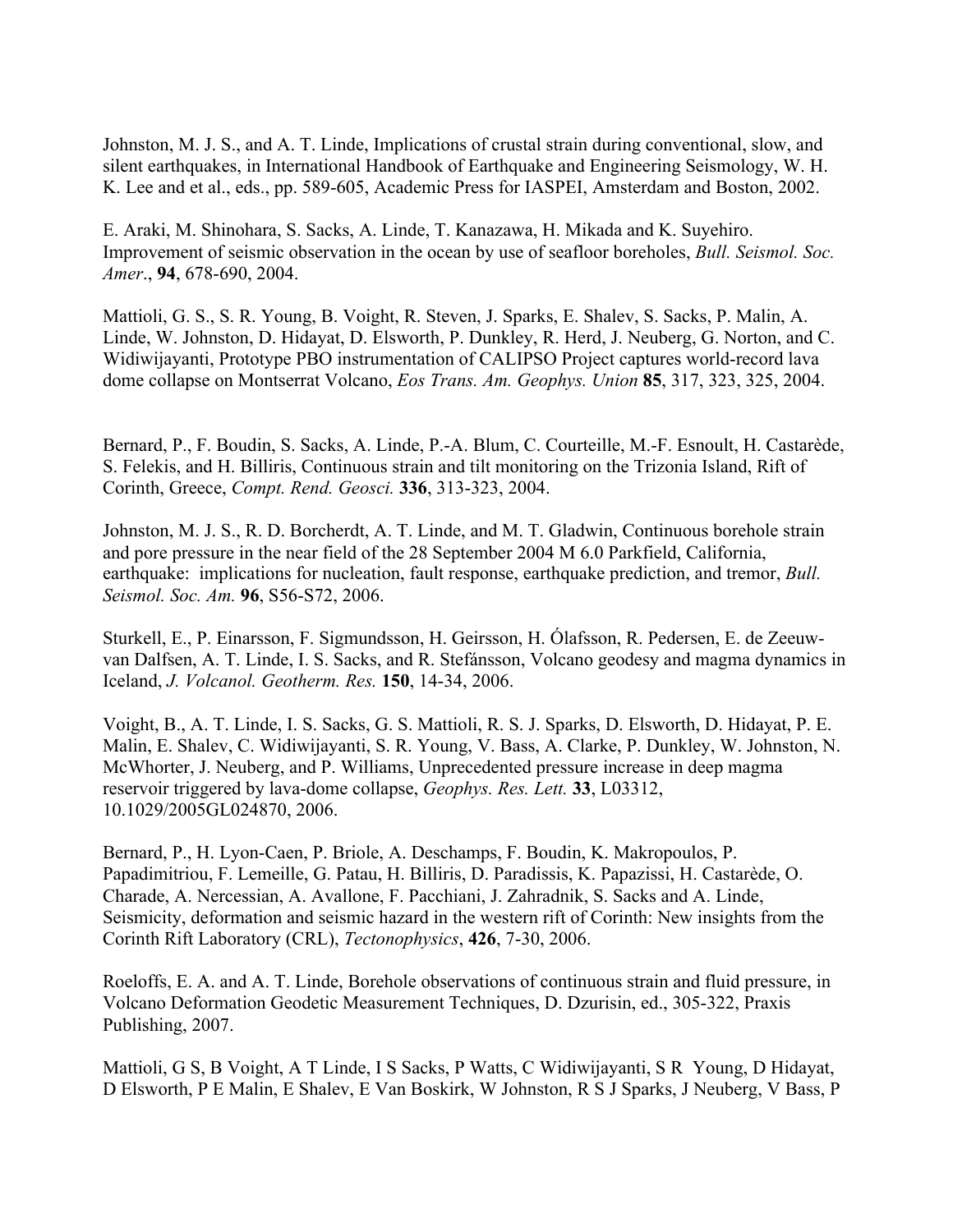Johnston, M. J. S., and A. T. Linde, Implications of crustal strain during conventional, slow, and silent earthquakes, in International Handbook of Earthquake and Engineering Seismology, W. H. K. Lee and et al., eds., pp. 589-605, Academic Press for IASPEI, Amsterdam and Boston, 2002.

E. Araki, M. Shinohara, S. Sacks, A. Linde, T. Kanazawa, H. Mikada and K. Suyehiro. Improvement of seismic observation in the ocean by use of seafloor boreholes, *Bull. Seismol. Soc. Amer*., **94**, 678-690, 2004.

Mattioli, G. S., S. R. Young, B. Voight, R. Steven, J. Sparks, E. Shalev, S. Sacks, P. Malin, A. Linde, W. Johnston, D. Hidayat, D. Elsworth, P. Dunkley, R. Herd, J. Neuberg, G. Norton, and C. Widiwijayanti, Prototype PBO instrumentation of CALIPSO Project captures world-record lava dome collapse on Montserrat Volcano, *Eos Trans. Am. Geophys. Union* **85**, 317, 323, 325, 2004.

Bernard, P., F. Boudin, S. Sacks, A. Linde, P.-A. Blum, C. Courteille, M.-F. Esnoult, H. Castarède, S. Felekis, and H. Billiris, Continuous strain and tilt monitoring on the Trizonia Island, Rift of Corinth, Greece, *Compt. Rend. Geosci.* **336**, 313-323, 2004.

Johnston, M. J. S., R. D. Borcherdt, A. T. Linde, and M. T. Gladwin, Continuous borehole strain and pore pressure in the near field of the 28 September 2004 M 6.0 Parkfield, California, earthquake: implications for nucleation, fault response, earthquake prediction, and tremor, *Bull. Seismol. Soc. Am.* **96**, S56-S72, 2006.

Sturkell, E., P. Einarsson, F. Sigmundsson, H. Geirsson, H. Ólafsson, R. Pedersen, E. de Zeeuw-van Dalfsen, A. T. Linde, I. S. Sacks, and R. Stefánsson, Volcano geodesy and magma dynamics in Iceland, *J. Volcanol. Geotherm. Res.* **150**, 14-34, 2006.

Voight, B., A. T. Linde, I. S. Sacks, G. S. Mattioli, R. S. J. Sparks, D. Elsworth, D. Hidayat, P. E. Malin, E. Shalev, C. Widiwijayanti, S. R. Young, V. Bass, A. Clarke, P. Dunkley, W. Johnston, N. McWhorter, J. Neuberg, and P. Williams, Unprecedented pressure increase in deep magma reservoir triggered by lava-dome collapse, *Geophys. Res. Lett.* **33**, L03312, 10.1029/2005GL024870, 2006.

Bernard, P., H. Lyon-Caen, P. Briole, A. Deschamps, F. Boudin, K. Makropoulos, P. Papadimitriou, F. Lemeille, G. Patau, H. Billiris, D. Paradissis, K. Papazissi, H. Castarède, O. Charade, A. Nercessian, A. Avallone, F. Pacchiani, J. Zahradnik, S. Sacks and A. Linde, Seismicity, deformation and seismic hazard in the western rift of Corinth: New insights from the Corinth Rift Laboratory (CRL), *Tectonophysics*, **426**, 7-30, 2006.

Roeloffs, E. A. and A. T. Linde, Borehole observations of continuous strain and fluid pressure, in Volcano Deformation Geodetic Measurement Techniques, D. Dzurisin, ed., 305-322, Praxis Publishing, 2007.

Mattioli, G S, B Voight, A T Linde, I S Sacks, P Watts, C Widiwijayanti, S R Young, D Hidayat, D Elsworth, P E Malin, E Shalev, E Van Boskirk, W Johnston, R S J Sparks, J Neuberg, V Bass, P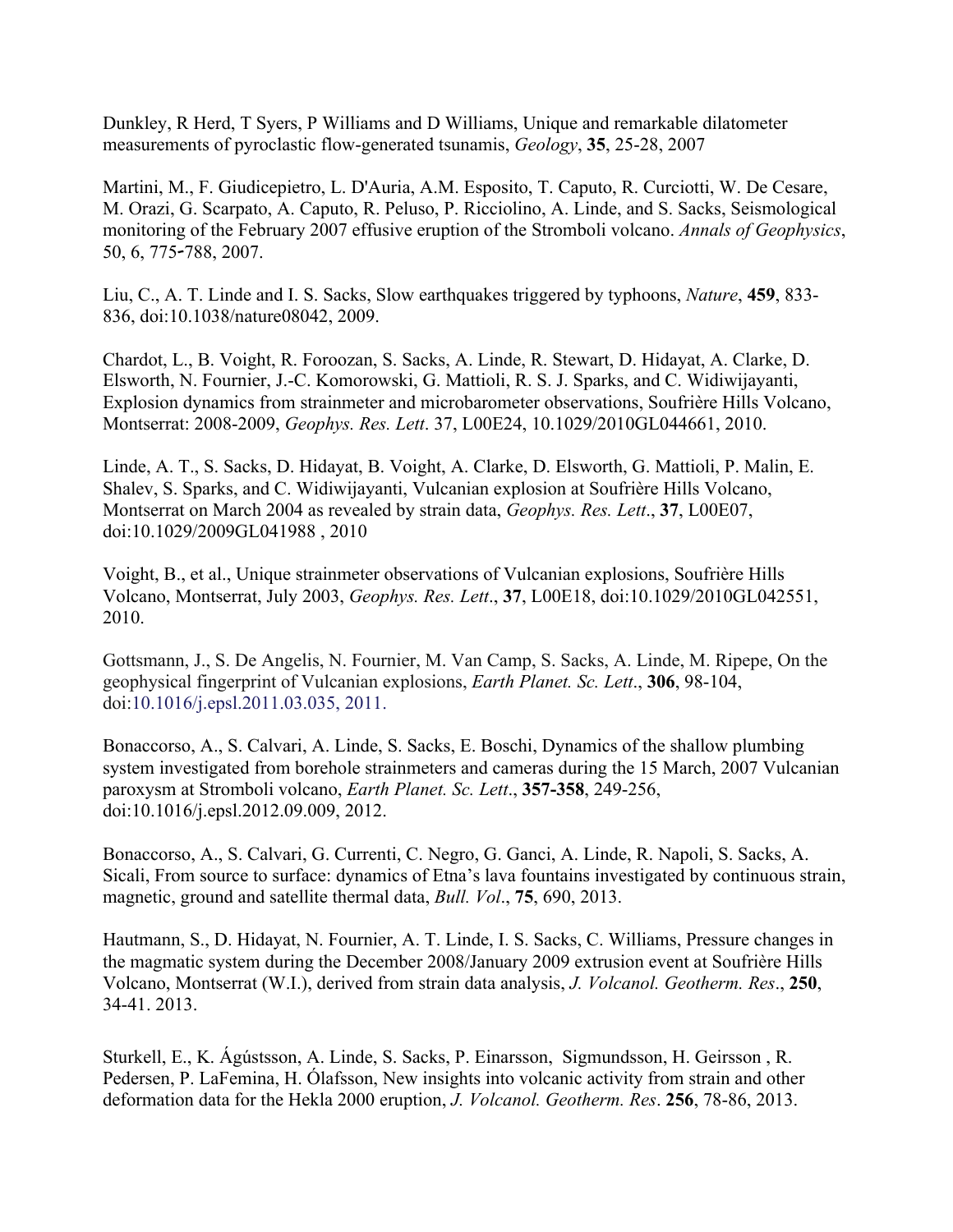Dunkley, R Herd, T Syers, P Williams and D Williams, Unique and remarkable dilatometer measurements of pyroclastic flow-generated tsunamis, *Geology*, **35**, 25-28, 2007

Martini, M., F. Giudicepietro, L. D'Auria, A.M. Esposito, T. Caputo, R. Curciotti, W. De Cesare, M. Orazi, G. Scarpato, A. Caputo, R. Peluso, P. Ricciolino, A. Linde, and S. Sacks, Seismological monitoring of the February 2007 effusive eruption of the Stromboli volcano. *Annals of Geophysics*, 50, 6, 775-788, 2007.

Liu, C., A. T. Linde and I. S. Sacks, Slow earthquakes triggered by typhoons, *Nature*, **459**, 833-836, doi:10.1038/nature08042, 2009.

Chardot, L., B. Voight, R. Foroozan, S. Sacks, A. Linde, R. Stewart, D. Hidayat, A. Clarke, D. Elsworth, N. Fournier, J.-C. Komorowski, G. Mattioli, R. S. J. Sparks, and C. Widiwijayanti, Explosion dynamics from strainmeter and microbarometer observations, Soufrière Hills Volcano, Montserrat: 2008-2009, *Geophys. Res. Lett*. 37, L00E24, 10.1029/2010GL044661, 2010.

Linde, A. T., S. Sacks, D. Hidayat, B. Voight, A. Clarke, D. Elsworth, G. Mattioli, P. Malin, E. Shalev, S. Sparks, and C. Widiwijayanti, Vulcanian explosion at Soufrière Hills Volcano, Montserrat on March 2004 as revealed by strain data, *Geophys. Res. Lett*., **37**, L00E07, doi:10.1029/2009GL041988 , 2010

Voight, B., et al., Unique strainmeter observations of Vulcanian explosions, Soufrière Hills Volcano, Montserrat, July 2003, *Geophys. Res. Lett*., **37**, L00E18, doi:10.1029/2010GL042551, 2010.

Gottsmann, J., S. De Angelis, N. Fournier, M. Van Camp, S. Sacks, A. Linde, M. Ripepe, On the geophysical fingerprint of Vulcanian explosions, *Earth Planet. Sc. Lett*., **306**, 98-104, doi:10.1016/j.epsl.2011.03.035, 2011.

Bonaccorso, A., S. Calvari, A. Linde, S. Sacks, E. Boschi, Dynamics of the shallow plumbing system investigated from borehole strainmeters and cameras during the 15 March, 2007 Vulcanian paroxysm at Stromboli volcano, *Earth Planet. Sc. Lett*., **357-358**, 249-256, doi:10.1016/j.epsl.2012.09.009, 2012.

Bonaccorso, A., S. Calvari, G. Currenti, C. Negro, G. Ganci, A. Linde, R. Napoli, S. Sacks, A. Sicali, From source to surface: dynamics of Etna's lava fountains investigated by continuous strain, magnetic, ground and satellite thermal data, *Bull. Vol*., **75**, 690, 2013.

Hautmann, S., D. Hidayat, N. Fournier, A. T. Linde, I. S. Sacks, C. Williams, Pressure changes in the magmatic system during the December 2008/January 2009 extrusion event at Soufrière Hills Volcano, Montserrat (W.I.), derived from strain data analysis, *J. Volcanol. Geotherm. Res*., **250**, 34-41. 2013.

Sturkell, E., K. Ágústsson, A. Linde, S. Sacks, P. Einarsson, Sigmundsson, H. Geirsson , R. Pedersen, P. LaFemina, H. Ólafsson, New insights into volcanic activity from strain and other deformation data for the Hekla 2000 eruption, *J. Volcanol. Geotherm. Res*. **256**, 78-86, 2013.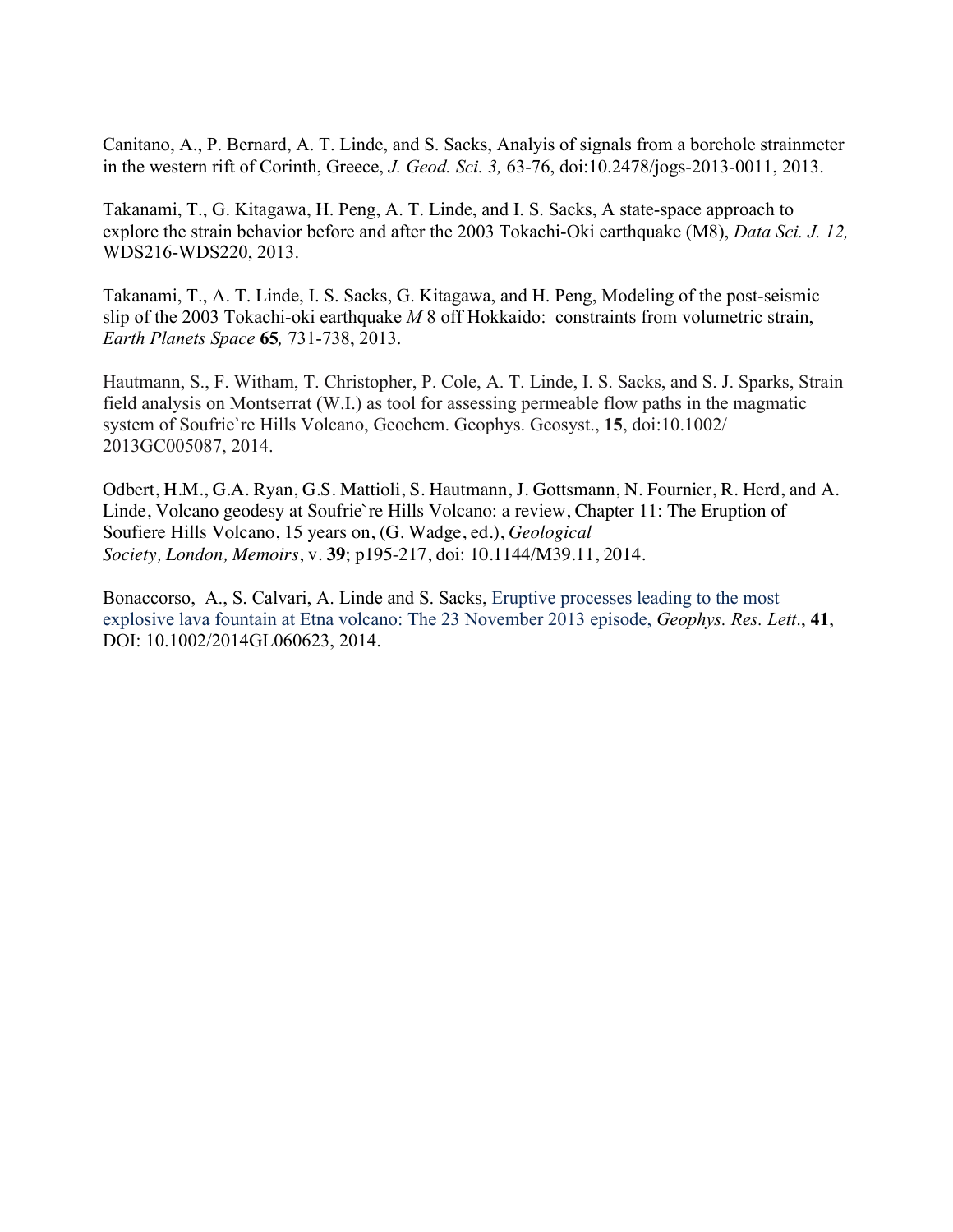Canitano, A., P. Bernard, A. T. Linde, and S. Sacks, Analyis of signals from a borehole strainmeter in the western rift of Corinth, Greece, *J. Geod. Sci. 3,* 63-76, doi:10.2478/jogs-2013-0011, 2013.

Takanami, T., G. Kitagawa, H. Peng, A. T. Linde, and I. S. Sacks, A state-space approach to explore the strain behavior before and after the 2003 Tokachi-Oki earthquake (M8), *Data Sci. J. 12,* WDS216-WDS220, 2013.

Takanami, T., A. T. Linde, I. S. Sacks, G. Kitagawa, and H. Peng, Modeling of the post-seismic slip of the 2003 Tokachi-oki earthquake *M* 8 off Hokkaido: constraints from volumetric strain, *Earth Planets Space* **65***,* 731-738, 2013.

Hautmann, S., F. Witham, T. Christopher, P. Cole, A. T. Linde, I. S. Sacks, and S. J. Sparks, Strain field analysis on Montserrat (W.I.) as tool for assessing permeable flow paths in the magmatic system of Soufrie`re Hills Volcano, Geochem. Geophys. Geosyst., **15**, doi:10.1002/2013GC005087, 2014.

Odbert, H.M., G.A. Ryan, G.S. Mattioli, S. Hautmann, J. Gottsmann, N. Fournier, R. Herd, and A. Linde, Volcano geodesy at Soufrie`re Hills Volcano: a review, Chapter 11: The Eruption of Soufiere Hills Volcano, 15 years on, (G. Wadge, ed.), *Geological Society, London, Memoirs*, v. **39**; p195-217, doi: 10.1144/M39.11, 2014.

Bonaccorso, A., S. Calvari, A. Linde and S. Sacks, Eruptive processes leading to the most explosive lava fountain at Etna volcano: The 23 November 2013 episode, *Geophys. Res. Lett*., **41**, DOI: 10.1002/2014GL060623, 2014.